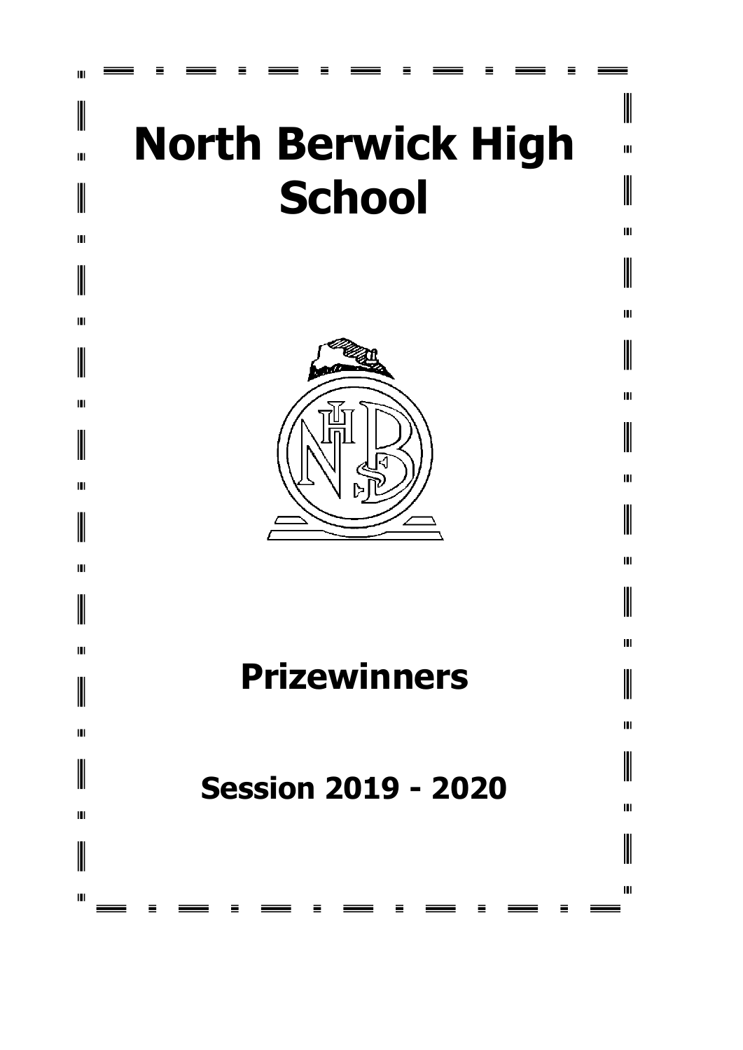# North Berwick High School

# Prizewinners

## Session 2019 - 2020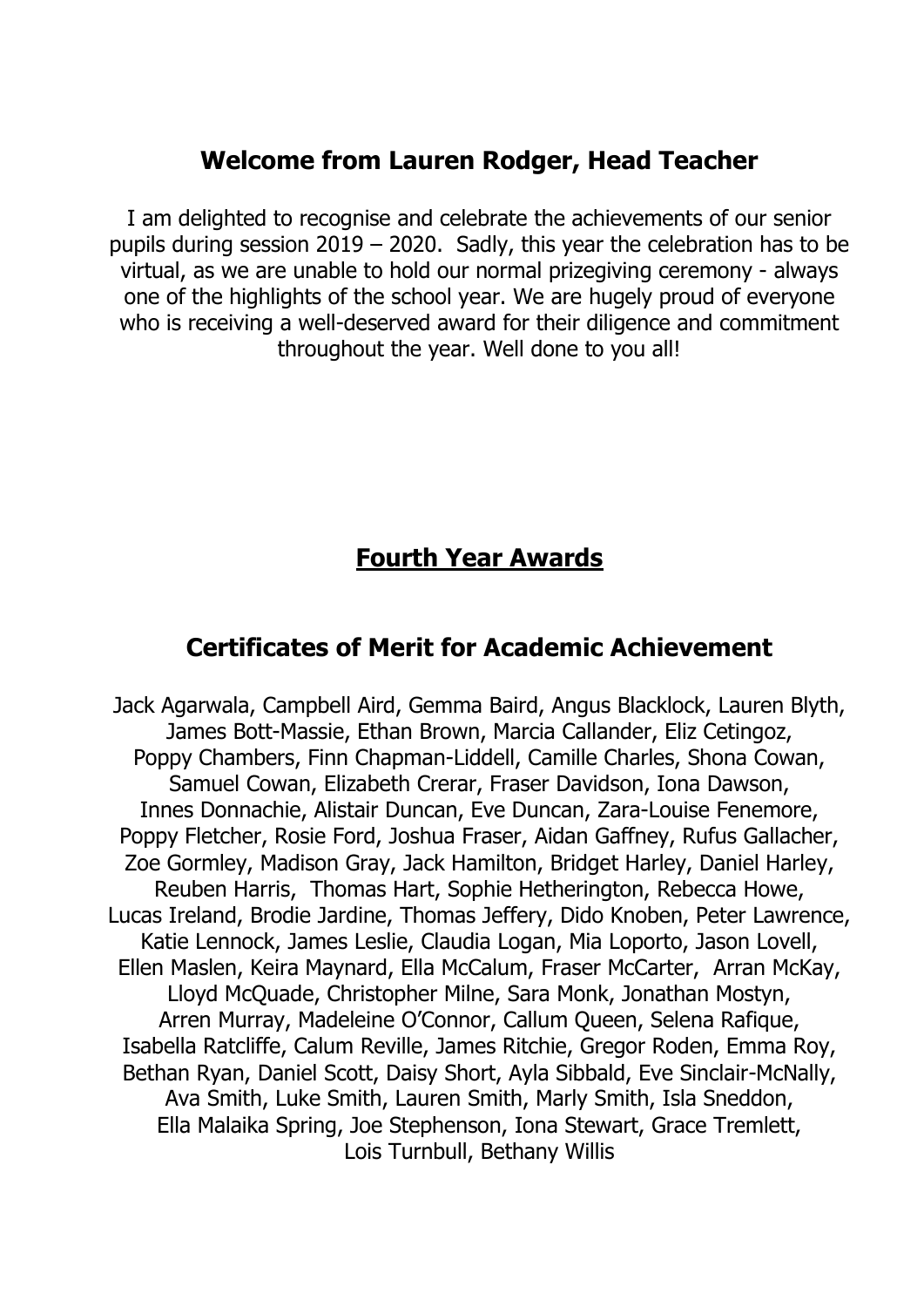## Welcome from Lauren Rodger, Head Teacher

I am delighted to recognise and celebrate the achievements of our senior pupils during session 2019 – 2020. Sadly, this year the celebration has to be virtual, as we are unable to hold our normal prizegiving ceremony - always one of the highlights of the school year. We are hugely proud of everyone who is receiving a well-deserved award for their diligence and commitment throughout the year. Well done to you all!

## Fourth Year Awards

## Certificates of Merit for Academic Achievement

Jack Agarwala, Campbell Aird, Gemma Baird, Angus Blacklock, Lauren Blyth, James Bott-Massie, Ethan Brown, Marcia Callander, Eliz Cetingoz, Poppy Chambers, Finn Chapman-Liddell, Camille Charles, Shona Cowan, Samuel Cowan, Elizabeth Crerar, Fraser Davidson, Iona Dawson, Innes Donnachie, Alistair Duncan, Eve Duncan, Zara-Louise Fenemore, Poppy Fletcher, Rosie Ford, Joshua Fraser, Aidan Gaffney, Rufus Gallacher, Zoe Gormley, Madison Gray, Jack Hamilton, Bridget Harley, Daniel Harley, Reuben Harris, Thomas Hart, Sophie Hetherington, Rebecca Howe, Lucas Ireland, Brodie Jardine, Thomas Jeffery, Dido Knoben, Peter Lawrence, Katie Lennock, James Leslie, Claudia Logan, Mia Loporto, Jason Lovell, Ellen Maslen, Keira Maynard, Ella McCalum, Fraser McCarter, Arran McKay, Lloyd McQuade, Christopher Milne, Sara Monk, Jonathan Mostyn, Arren Murray, Madeleine O'Connor, Callum Queen, Selena Rafique, Isabella Ratcliffe, Calum Reville, James Ritchie, Gregor Roden, Emma Roy, Bethan Ryan, Daniel Scott, Daisy Short, Ayla Sibbald, Eve Sinclair-McNally, Ava Smith, Luke Smith, Lauren Smith, Marly Smith, Isla Sneddon, Ella Malaika Spring, Joe Stephenson, Iona Stewart, Grace Tremlett, Lois Turnbull, Bethany Willis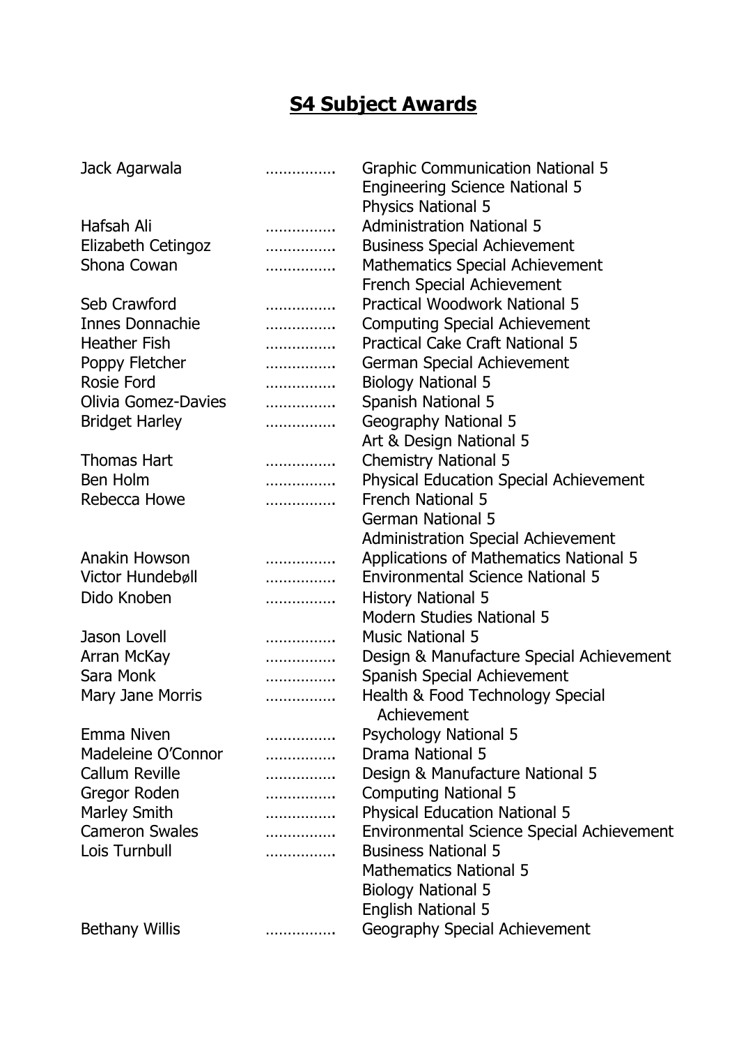# S4 Subject Awards

| | | |
|---|---|---|
| Jack Agarwala | …………… | Graphic Communication National 5 |
| | | Engineering Science National 5 |
| | | Physics National 5 |
| Hafsah Ali | …………… | Administration National 5 |
| Elizabeth Cetingoz | …………… | Business Special Achievement |
| Shona Cowan | …………… | Mathematics Special Achievement |
| | | French Special Achievement |
| Seb Crawford | …………… | Practical Woodwork National 5 |
| Innes Donnachie | …………… | Computing Special Achievement |
| Heather Fish | …………… | Practical Cake Craft National 5 |
| Poppy Fletcher | …………… | German Special Achievement |
| Rosie Ford | …………… | Biology National 5 |
| Olivia Gomez-Davies | …………… | Spanish National 5 |
| Bridget Harley | …………… | Geography National 5 |
| | | Art & Design National 5 |
| Thomas Hart | …………… | Chemistry National 5 |
| Ben Holm | …………… | Physical Education Special Achievement |
| Rebecca Howe | …………… | French National 5 |
| | | German National 5 |
| | | Administration Special Achievement |
| Anakin Howson | …………… | Applications of Mathematics National 5 |
| Victor Hundebøll | …………… | Environmental Science National 5 |
| Dido Knoben | …………… | History National 5 |
| | | Modern Studies National 5 |
| Jason Lovell | …………… | Music National 5 |
| Arran McKay | …………… | Design & Manufacture Special Achievement |
| Sara Monk | …………… | Spanish Special Achievement |
| Mary Jane Morris | …………… | Health & Food Technology Special Achievement |
| Emma Niven | …………… | Psychology National 5 |
| Madeleine O'Connor | …………… | Drama National 5 |
| Callum Reville | …………… | Design & Manufacture National 5 |
| Gregor Roden | …………… | Computing National 5 |
| Marley Smith | …………… | Physical Education National 5 |
| Cameron Swales | …………… | Environmental Science Special Achievement |
| Lois Turnbull | …………… | Business National 5 |
| | | Mathematics National 5 |
| | | Biology National 5 |
| | | English National 5 |
| Bethany Willis | …………… | Geography Special Achievement |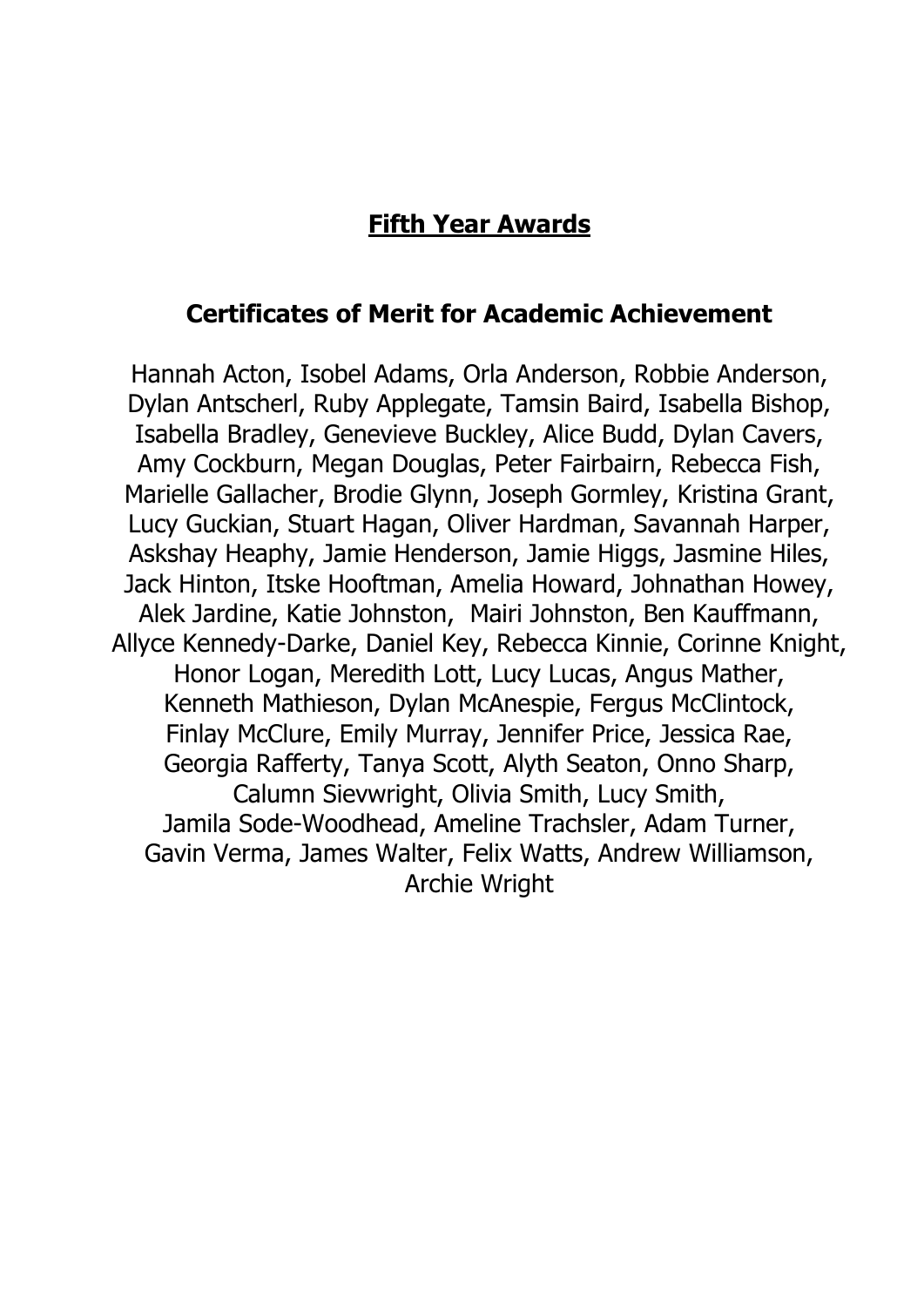## Fifth Year Awards

### Certificates of Merit for Academic Achievement

Hannah Acton, Isobel Adams, Orla Anderson, Robbie Anderson, Dylan Antscherl, Ruby Applegate, Tamsin Baird, Isabella Bishop, Isabella Bradley, Genevieve Buckley, Alice Budd, Dylan Cavers, Amy Cockburn, Megan Douglas, Peter Fairbairn, Rebecca Fish, Marielle Gallacher, Brodie Glynn, Joseph Gormley, Kristina Grant, Lucy Guckian, Stuart Hagan, Oliver Hardman, Savannah Harper, Askshay Heaphy, Jamie Henderson, Jamie Higgs, Jasmine Hiles, Jack Hinton, Itske Hooftman, Amelia Howard, Johnathan Howey, Alek Jardine, Katie Johnston, Mairi Johnston, Ben Kauffmann, Allyce Kennedy-Darke, Daniel Key, Rebecca Kinnie, Corinne Knight, Honor Logan, Meredith Lott, Lucy Lucas, Angus Mather, Kenneth Mathieson, Dylan McAnespie, Fergus McClintock, Finlay McClure, Emily Murray, Jennifer Price, Jessica Rae, Georgia Rafferty, Tanya Scott, Alyth Seaton, Onno Sharp, Calumn Sievwright, Olivia Smith, Lucy Smith, Jamila Sode-Woodhead, Ameline Trachsler, Adam Turner, Gavin Verma, James Walter, Felix Watts, Andrew Williamson, Archie Wright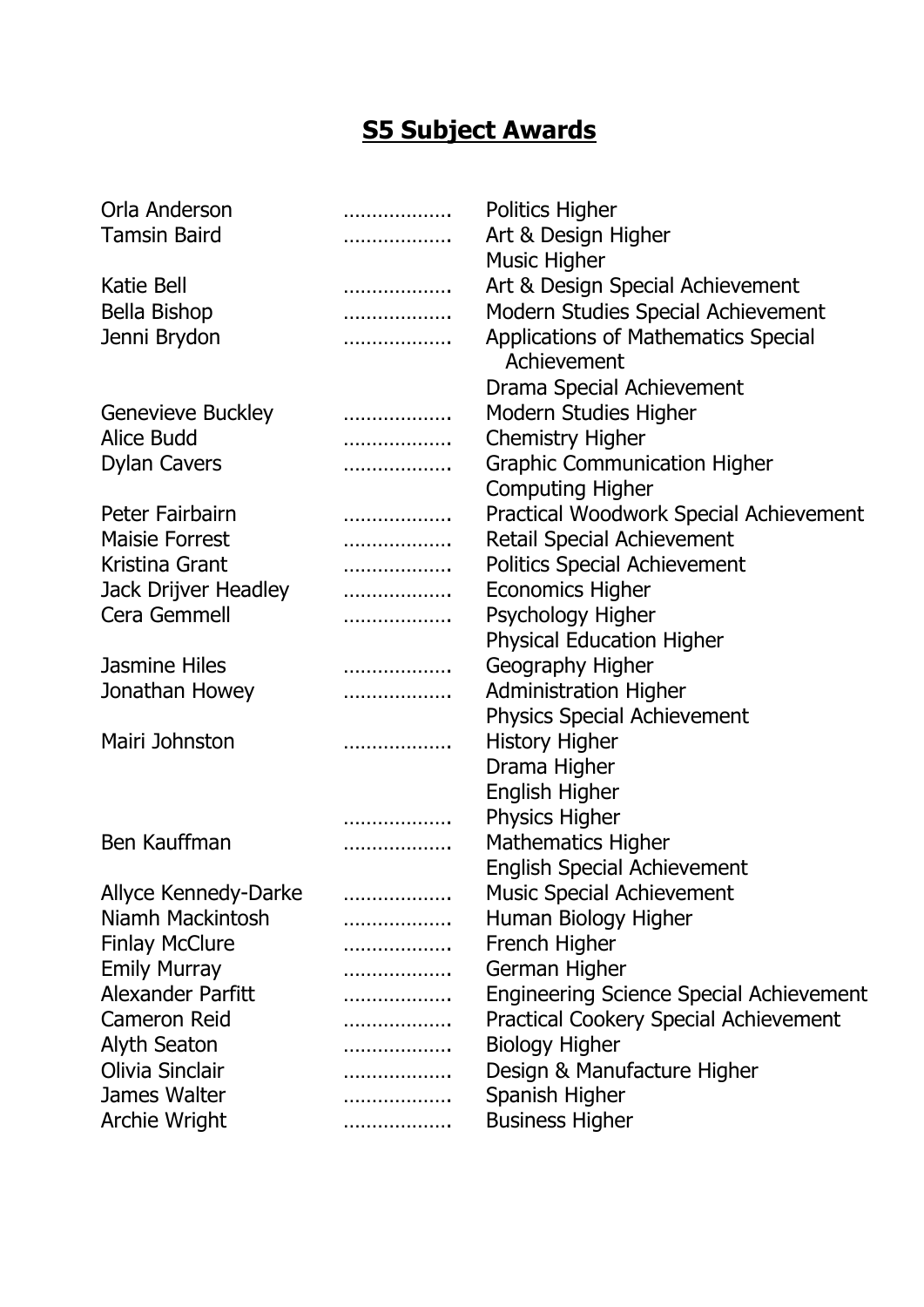# S5 Subject Awards

| Name | | Award |
|---|---|---|
| Orla Anderson | ………………. | Politics Higher |
| Tamsin Baird | ………………. | Art & Design Higher |
| | | Music Higher |
| Katie Bell | ………………. | Art & Design Special Achievement |
| Bella Bishop | ………………. | Modern Studies Special Achievement |
| Jenni Brydon | ………………. | Applications of Mathematics Special Achievement |
| | | Drama Special Achievement |
| Genevieve Buckley | ………………. | Modern Studies Higher |
| Alice Budd | ………………. | Chemistry Higher |
| Dylan Cavers | ………………. | Graphic Communication Higher |
| | | Computing Higher |
| Peter Fairbairn | ………………. | Practical Woodwork Special Achievement |
| Maisie Forrest | ………………. | Retail Special Achievement |
| Kristina Grant | ………………. | Politics Special Achievement |
| Jack Drijver Headley | ………………. | Economics Higher |
| Cera Gemmell | ………………. | Psychology Higher |
| | | Physical Education Higher |
| Jasmine Hiles | ………………. | Geography Higher |
| Jonathan Howey | ………………. | Administration Higher |
| | | Physics Special Achievement |
| Mairi Johnston | ………………. | History Higher |
| | | Drama Higher |
| | | English Higher |
| | ………………. | Physics Higher |
| Ben Kauffman | ………………. | Mathematics Higher |
| | | English Special Achievement |
| Allyce Kennedy-Darke | ………………. | Music Special Achievement |
| Niamh Mackintosh | ………………. | Human Biology Higher |
| Finlay McClure | ………………. | French Higher |
| Emily Murray | ………………. | German Higher |
| Alexander Parfitt | ………………. | Engineering Science Special Achievement |
| Cameron Reid | ………………. | Practical Cookery Special Achievement |
| Alyth Seaton | ………………. | Biology Higher |
| Olivia Sinclair | ………………. | Design & Manufacture Higher |
| James Walter | ………………. | Spanish Higher |
| Archie Wright | ………………. | Business Higher |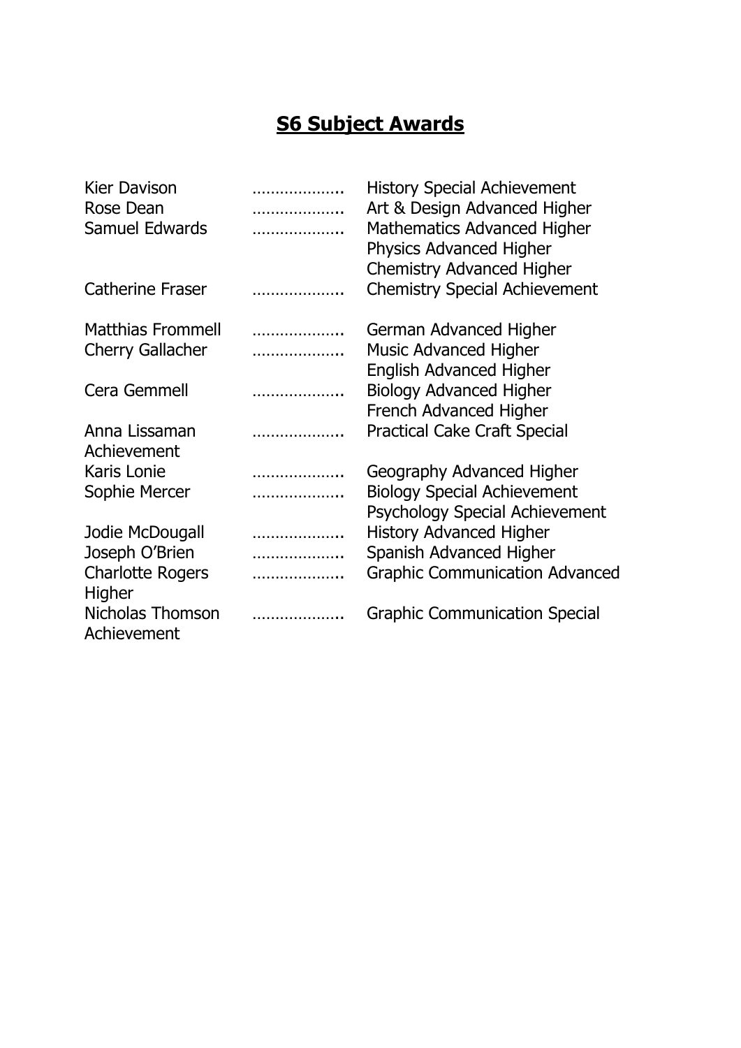## S6 Subject Awards

| | | |
|---|---|---|
| Kier Davison | ……………….. | History Special Achievement |
| Rose Dean | ……………….. | Art & Design Advanced Higher |
| Samuel Edwards | ……………….. | Mathematics Advanced Higher |
| | | Physics Advanced Higher |
| | | Chemistry Advanced Higher |
| Catherine Fraser | ……………….. | Chemistry Special Achievement |
| Matthias Frommell | ……………….. | German Advanced Higher |
| Cherry Gallacher | ……………….. | Music Advanced Higher |
| | | English Advanced Higher |
| Cera Gemmell | ……………….. | Biology Advanced Higher |
| | | French Advanced Higher |
| Anna Lissaman | ……………….. | Practical Cake Craft Special Achievement |
| Karis Lonie | ……………….. | Geography Advanced Higher |
| Sophie Mercer | ……………….. | Biology Special Achievement |
| | | Psychology Special Achievement |
| Jodie McDougall | ……………….. | History Advanced Higher |
| Joseph O'Brien | ……………….. | Spanish Advanced Higher |
| Charlotte Rogers | ……………….. | Graphic Communication Advanced Higher |
| Nicholas Thomson | ……………….. | Graphic Communication Special Achievement |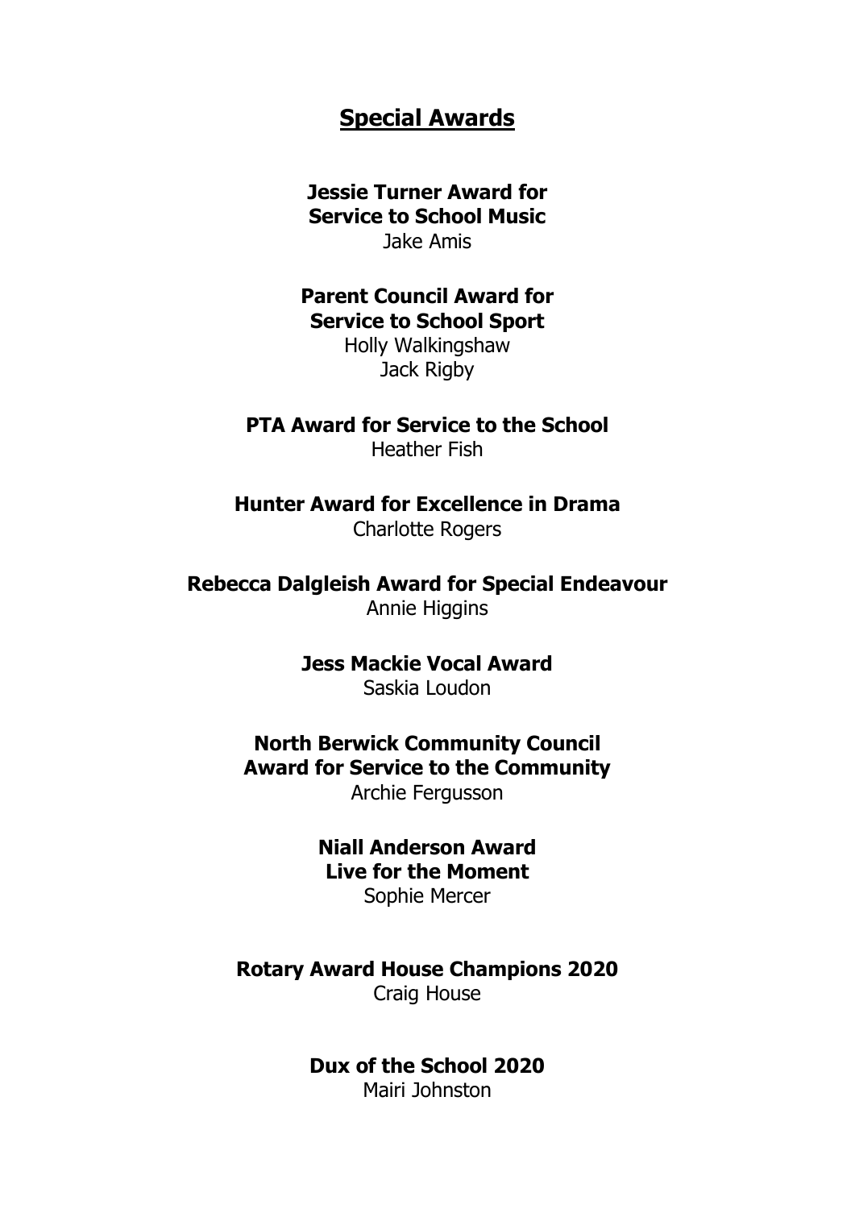## Special Awards

**Jessie Turner Award for Service to School Music**
Jake Amis

**Parent Council Award for Service to School Sport**
Holly Walkingshaw
Jack Rigby

**PTA Award for Service to the School**
Heather Fish

**Hunter Award for Excellence in Drama**
Charlotte Rogers

**Rebecca Dalgleish Award for Special Endeavour**
Annie Higgins

**Jess Mackie Vocal Award**
Saskia Loudon

**North Berwick Community Council Award for Service to the Community**
Archie Fergusson

**Niall Anderson Award Live for the Moment**
Sophie Mercer

**Rotary Award House Champions 2020**
Craig House

**Dux of the School 2020**
Mairi Johnston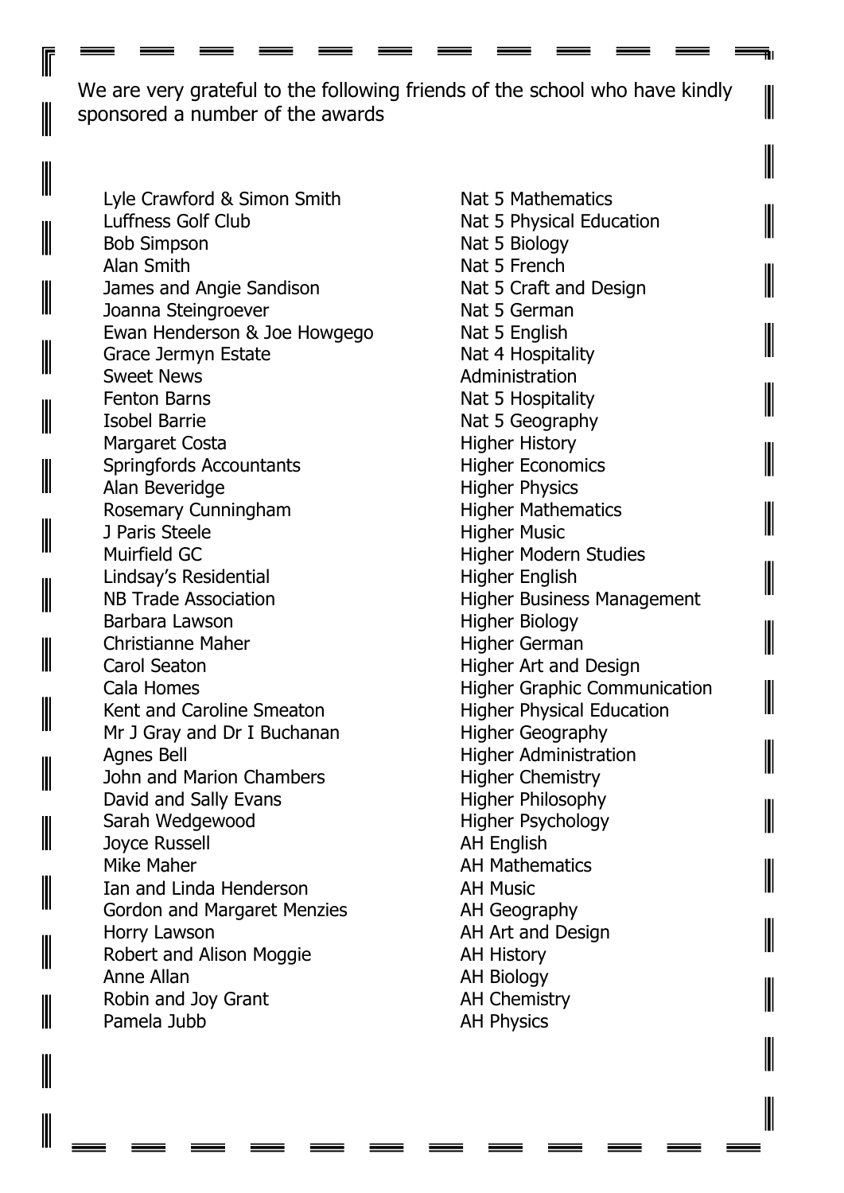We are very grateful to the following friends of the school who have kindly sponsored a number of the awards

| | |
|---|---|
| Lyle Crawford & Simon Smith | Nat 5 Mathematics |
| Luffness Golf Club | Nat 5 Physical Education |
| Bob Simpson | Nat 5 Biology |
| Alan Smith | Nat 5 French |
| James and Angie Sandison | Nat 5 Craft and Design |
| Joanna Steingroever | Nat 5 German |
| Ewan Henderson & Joe Howgego | Nat 5 English |
| Grace Jermyn Estate | Nat 4 Hospitality |
| Sweet News | Administration |
| Fenton Barns | Nat 5 Hospitality |
| Isobel Barrie | Nat 5 Geography |
| Margaret Costa | Higher History |
| Springfords Accountants | Higher Economics |
| Alan Beveridge | Higher Physics |
| Rosemary Cunningham | Higher Mathematics |
| J Paris Steele | Higher Music |
| Muirfield GC | Higher Modern Studies |
| Lindsay's Residential | Higher English |
| NB Trade Association | Higher Business Management |
| Barbara Lawson | Higher Biology |
| Christianne Maher | Higher German |
| Carol Seaton | Higher Art and Design |
| Cala Homes | Higher Graphic Communication |
| Kent and Caroline Smeaton | Higher Physical Education |
| Mr J Gray and Dr I Buchanan | Higher Geography |
| Agnes Bell | Higher Administration |
| John and Marion Chambers | Higher Chemistry |
| David and Sally Evans | Higher Philosophy |
| Sarah Wedgewood | Higher Psychology |
| Joyce Russell | AH English |
| Mike Maher | AH Mathematics |
| Ian and Linda Henderson | AH Music |
| Gordon and Margaret Menzies | AH Geography |
| Horry Lawson | AH Art and Design |
| Robert and Alison Moggie | AH History |
| Anne Allan | AH Biology |
| Robin and Joy Grant | AH Chemistry |
| Pamela Jubb | AH Physics |